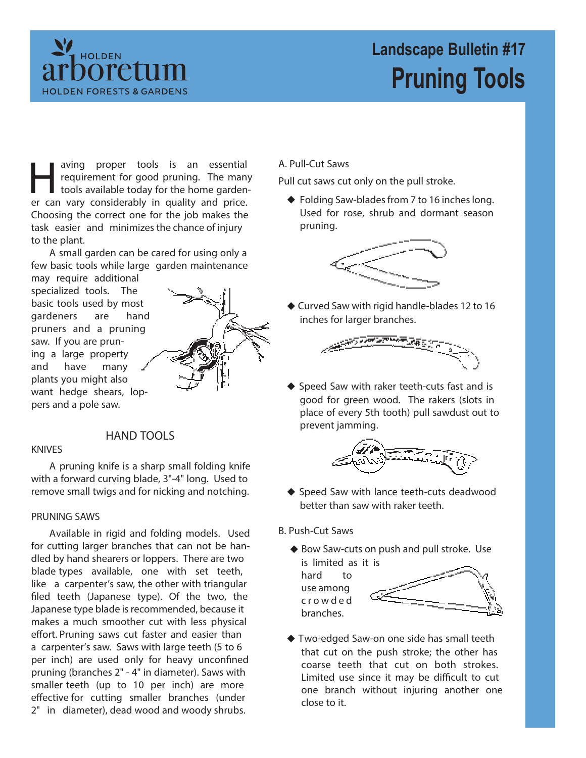Holden Arboretum
HOLDEN FORESTS & GARDENS

# Landscape Bulletin #17
# Pruning Tools

Having proper tools is an essential requirement for good pruning. The many tools available today for the home gardener can vary considerably in quality and price. Choosing the correct one for the job makes the task easier and minimizes the chance of injury to the plant.

A small garden can be cared for using only a few basic tools while large garden maintenance may require additional specialized tools. The basic tools used by most gardeners are hand pruners and a pruning saw. If you are pruning a large property and have many plants you might also want hedge shears, loppers and a pole saw.

## HAND TOOLS

### KNIVES

A pruning knife is a sharp small folding knife with a forward curving blade, 3"-4" long. Used to remove small twigs and for nicking and notching.

### PRUNING SAWS

Available in rigid and folding models. Used for cutting larger branches that can not be handled by hand shearers or loppers. There are two blade types available, one with set teeth, like a carpenter's saw, the other with triangular filed teeth (Japanese type). Of the two, the Japanese type blade is recommended, because it makes a much smoother cut with less physical effort. Pruning saws cut faster and easier than a carpenter's saw. Saws with large teeth (5 to 6 per inch) are used only for heavy unconfined pruning (branches 2" - 4" in diameter). Saws with smaller teeth (up to 10 per inch) are more effective for cutting smaller branches (under 2" in diameter), dead wood and woody shrubs.

A. Pull-Cut Saws

Pull cut saws cut only on the pull stroke.

- Folding Saw-blades from 7 to 16 inches long. Used for rose, shrub and dormant season pruning.
- Curved Saw with rigid handle-blades 12 to 16 inches for larger branches.
- Speed Saw with raker teeth-cuts fast and is good for green wood. The rakers (slots in place of every 5th tooth) pull sawdust out to prevent jamming.
- Speed Saw with lance teeth-cuts deadwood better than saw with raker teeth.

B. Push-Cut Saws

- Bow Saw-cuts on push and pull stroke. Use is limited as it is hard to use among crowded branches.
- Two-edged Saw-on one side has small teeth that cut on the push stroke; the other has coarse teeth that cut on both strokes. Limited use since it may be difficult to cut one branch without injuring another one close to it.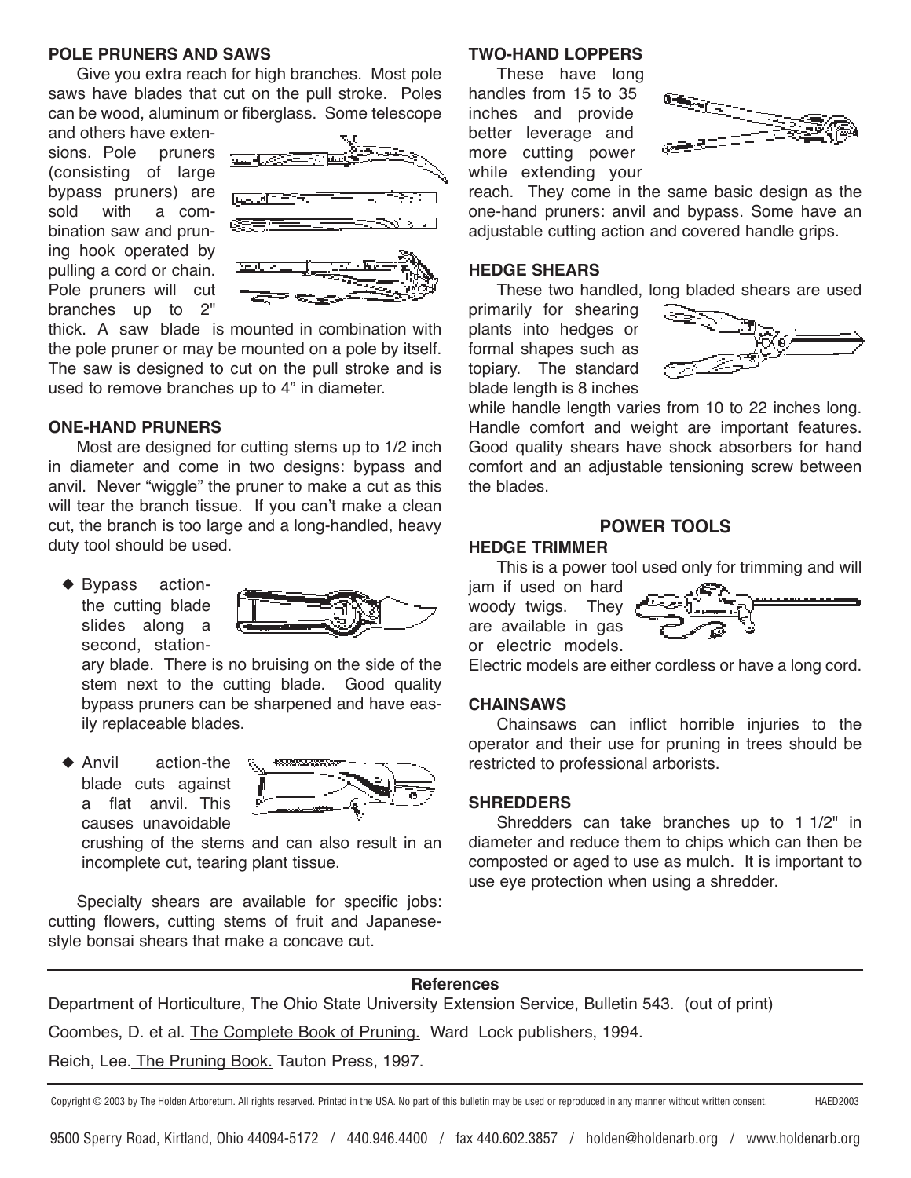### POLE PRUNERS AND SAWS

Give you extra reach for high branches. Most pole saws have blades that cut on the pull stroke. Poles can be wood, aluminum or fiberglass. Some telescope and others have extensions. Pole pruners (consisting of large bypass pruners) are sold with a combination saw and pruning hook operated by pulling a cord or chain. Pole pruners will cut branches up to 2" thick. A saw blade is mounted in combination with the pole pruner or may be mounted on a pole by itself. The saw is designed to cut on the pull stroke and is used to remove branches up to 4" in diameter.

### ONE-HAND PRUNERS

Most are designed for cutting stems up to 1/2 inch in diameter and come in two designs: bypass and anvil. Never "wiggle" the pruner to make a cut as this will tear the branch tissue. If you can't make a clean cut, the branch is too large and a long-handled, heavy duty tool should be used.

- Bypass action-the cutting blade slides along a second, stationary blade. There is no bruising on the side of the stem next to the cutting blade. Good quality bypass pruners can be sharpened and have easily replaceable blades.
- Anvil action-the blade cuts against a flat anvil. This causes unavoidable crushing of the stems and can also result in an incomplete cut, tearing plant tissue.

Specialty shears are available for specific jobs: cutting flowers, cutting stems of fruit and Japanese-style bonsai shears that make a concave cut.

### TWO-HAND LOPPERS

These have long handles from 15 to 35 inches and provide better leverage and more cutting power while extending your reach. They come in the same basic design as the one-hand pruners: anvil and bypass. Some have an adjustable cutting action and covered handle grips.

### HEDGE SHEARS

These two handled, long bladed shears are used primarily for shearing plants into hedges or formal shapes such as topiary. The standard blade length is 8 inches while handle length varies from 10 to 22 inches long. Handle comfort and weight are important features. Good quality shears have shock absorbers for hand comfort and an adjustable tensioning screw between the blades.

## POWER TOOLS

### HEDGE TRIMMER

This is a power tool used only for trimming and will jam if used on hard woody twigs. They are available in gas or electric models. Electric models are either cordless or have a long cord.

### CHAINSAWS

Chainsaws can inflict horrible injuries to the operator and their use for pruning in trees should be restricted to professional arborists.

### SHREDDERS

Shredders can take branches up to 1 1/2" in diameter and reduce them to chips which can then be composted or aged to use as mulch. It is important to use eye protection when using a shredder.

### References

Department of Horticulture, The Ohio State University Extension Service, Bulletin 543. (out of print)

Coombes, D. et al. The Complete Book of Pruning. Ward Lock publishers, 1994.

Reich, Lee. The Pruning Book. Tauton Press, 1997.

Copyright © 2003 by The Holden Arboretum. All rights reserved. Printed in the USA. No part of this bulletin may be used or reproduced in any manner without written consent. HAED2003

9500 Sperry Road, Kirtland, Ohio 44094-5172 / 440.946.4400 / fax 440.602.3857 / holden@holdenarb.org / www.holdenarb.org